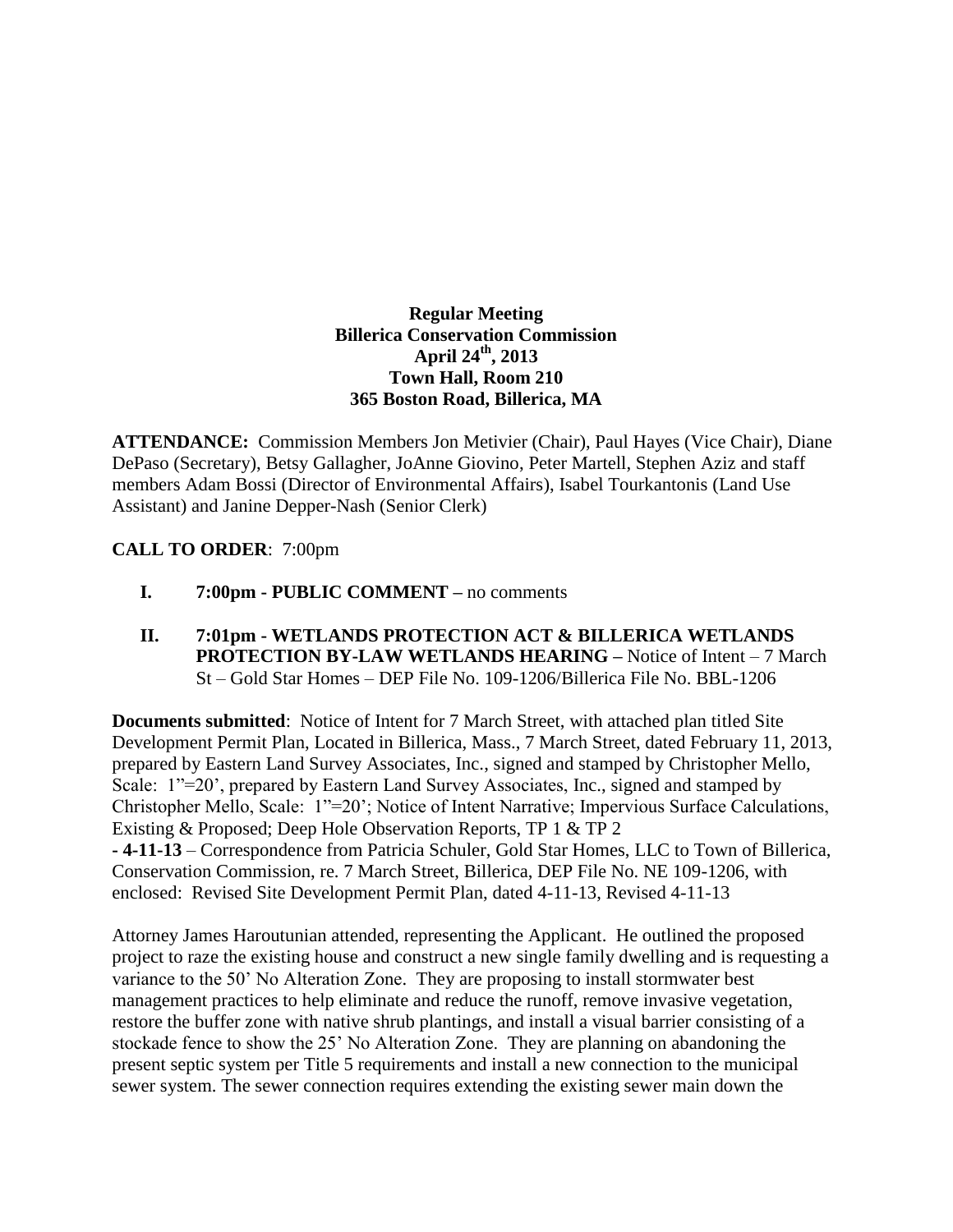**Regular Meeting**
**Billerica Conservation Commission**
**April 24th, 2013**
**Town Hall, Room 210**
**365 Boston Road, Billerica, MA**

**ATTENDANCE:** Commission Members Jon Metivier (Chair), Paul Hayes (Vice Chair), Diane DePaso (Secretary), Betsy Gallagher, JoAnne Giovino, Peter Martell, Stephen Aziz and staff members Adam Bossi (Director of Environmental Affairs), Isabel Tourkantonis (Land Use Assistant) and Janine Depper-Nash (Senior Clerk)

**CALL TO ORDER**: 7:00pm

- **I. 7:00pm - PUBLIC COMMENT –** no comments

- **II. 7:01pm - WETLANDS PROTECTION ACT & BILLERICA WETLANDS PROTECTION BY-LAW WETLANDS HEARING –** Notice of Intent – 7 March St – Gold Star Homes – DEP File No. 109-1206/Billerica File No. BBL-1206

**Documents submitted**: Notice of Intent for 7 March Street, with attached plan titled Site Development Permit Plan, Located in Billerica, Mass., 7 March Street, dated February 11, 2013, prepared by Eastern Land Survey Associates, Inc., signed and stamped by Christopher Mello, Scale: 1"=20', prepared by Eastern Land Survey Associates, Inc., signed and stamped by Christopher Mello, Scale: 1"=20'; Notice of Intent Narrative; Impervious Surface Calculations, Existing & Proposed; Deep Hole Observation Reports, TP 1 & TP 2
**- 4-11-13** – Correspondence from Patricia Schuler, Gold Star Homes, LLC to Town of Billerica, Conservation Commission, re. 7 March Street, Billerica, DEP File No. NE 109-1206, with enclosed: Revised Site Development Permit Plan, dated 4-11-13, Revised 4-11-13

Attorney James Haroutunian attended, representing the Applicant. He outlined the proposed project to raze the existing house and construct a new single family dwelling and is requesting a variance to the 50' No Alteration Zone. They are proposing to install stormwater best management practices to help eliminate and reduce the runoff, remove invasive vegetation, restore the buffer zone with native shrub plantings, and install a visual barrier consisting of a stockade fence to show the 25' No Alteration Zone. They are planning on abandoning the present septic system per Title 5 requirements and install a new connection to the municipal sewer system. The sewer connection requires extending the existing sewer main down the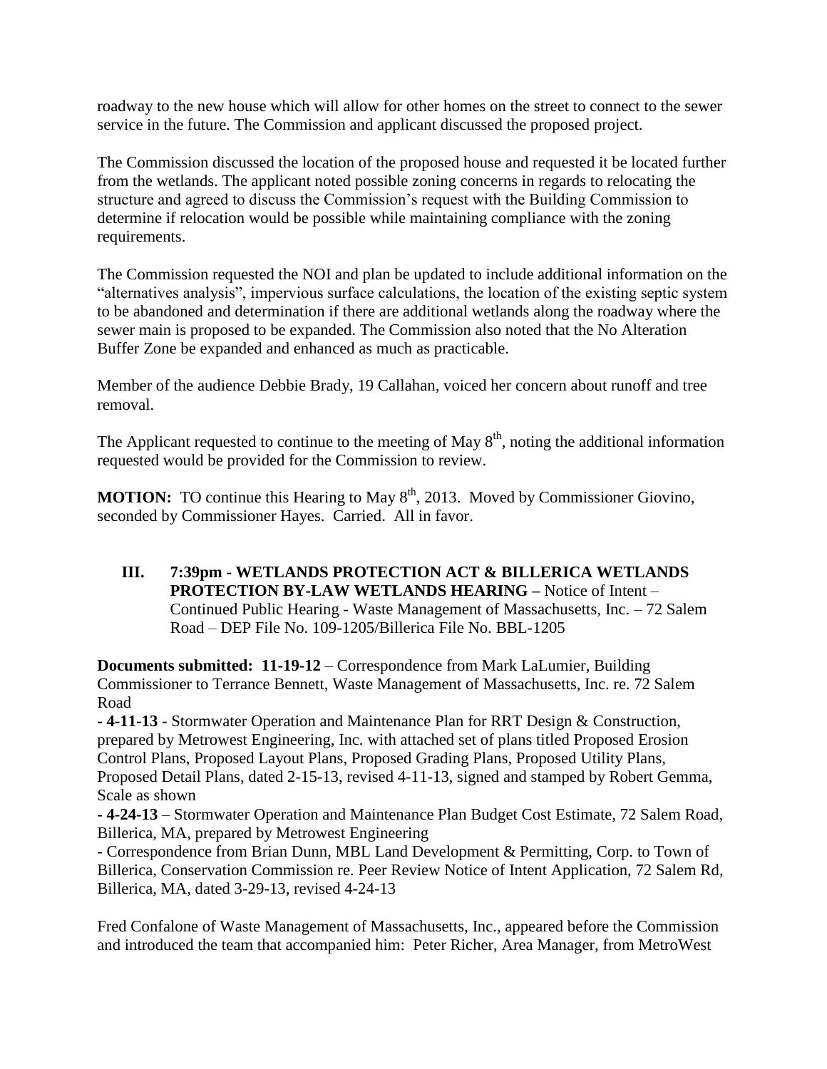roadway to the new house which will allow for other homes on the street to connect to the sewer service in the future. The Commission and applicant discussed the proposed project.

The Commission discussed the location of the proposed house and requested it be located further from the wetlands. The applicant noted possible zoning concerns in regards to relocating the structure and agreed to discuss the Commission's request with the Building Commission to determine if relocation would be possible while maintaining compliance with the zoning requirements.

The Commission requested the NOI and plan be updated to include additional information on the "alternatives analysis", impervious surface calculations, the location of the existing septic system to be abandoned and determination if there are additional wetlands along the roadway where the sewer main is proposed to be expanded. The Commission also noted that the No Alteration Buffer Zone be expanded and enhanced as much as practicable.

Member of the audience Debbie Brady, 19 Callahan, voiced her concern about runoff and tree removal.

The Applicant requested to continue to the meeting of May 8th, noting the additional information requested would be provided for the Commission to review.

**MOTION:** TO continue this Hearing to May 8th, 2013. Moved by Commissioner Giovino, seconded by Commissioner Hayes. Carried. All in favor.

**III. 7:39pm - WETLANDS PROTECTION ACT & BILLERICA WETLANDS PROTECTION BY-LAW WETLANDS HEARING –** Notice of Intent – Continued Public Hearing - Waste Management of Massachusetts, Inc. – 72 Salem Road – DEP File No. 109-1205/Billerica File No. BBL-1205

**Documents submitted: 11-19-12** – Correspondence from Mark LaLumier, Building Commissioner to Terrance Bennett, Waste Management of Massachusetts, Inc. re. 72 Salem Road

**- 4-11-13** - Stormwater Operation and Maintenance Plan for RRT Design & Construction, prepared by Metrowest Engineering, Inc. with attached set of plans titled Proposed Erosion Control Plans, Proposed Layout Plans, Proposed Grading Plans, Proposed Utility Plans, Proposed Detail Plans, dated 2-15-13, revised 4-11-13, signed and stamped by Robert Gemma, Scale as shown

**- 4-24-13** – Stormwater Operation and Maintenance Plan Budget Cost Estimate, 72 Salem Road, Billerica, MA, prepared by Metrowest Engineering

- Correspondence from Brian Dunn, MBL Land Development & Permitting, Corp. to Town of Billerica, Conservation Commission re. Peer Review Notice of Intent Application, 72 Salem Rd, Billerica, MA, dated 3-29-13, revised 4-24-13

Fred Confalone of Waste Management of Massachusetts, Inc., appeared before the Commission and introduced the team that accompanied him: Peter Richer, Area Manager, from MetroWest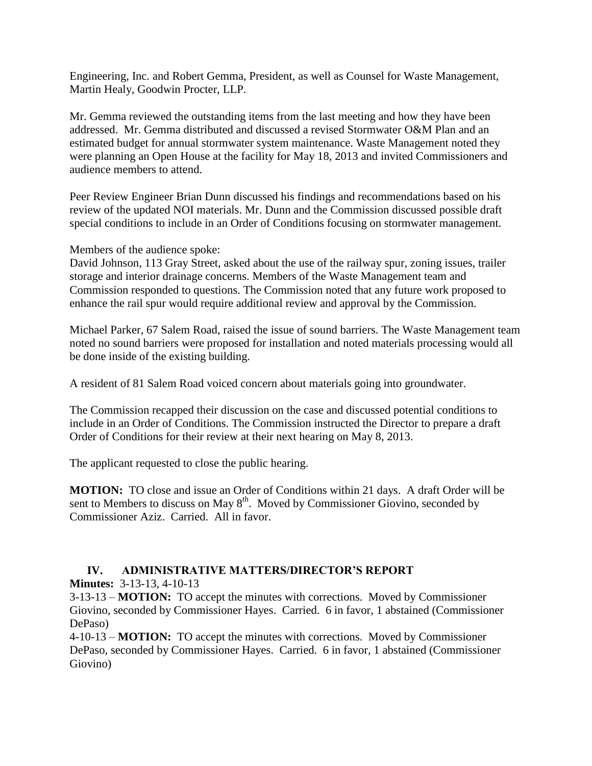Engineering, Inc. and Robert Gemma, President, as well as Counsel for Waste Management, Martin Healy, Goodwin Procter, LLP.

Mr. Gemma reviewed the outstanding items from the last meeting and how they have been addressed. Mr. Gemma distributed and discussed a revised Stormwater O&M Plan and an estimated budget for annual stormwater system maintenance. Waste Management noted they were planning an Open House at the facility for May 18, 2013 and invited Commissioners and audience members to attend.

Peer Review Engineer Brian Dunn discussed his findings and recommendations based on his review of the updated NOI materials. Mr. Dunn and the Commission discussed possible draft special conditions to include in an Order of Conditions focusing on stormwater management.

Members of the audience spoke:
David Johnson, 113 Gray Street, asked about the use of the railway spur, zoning issues, trailer storage and interior drainage concerns. Members of the Waste Management team and Commission responded to questions. The Commission noted that any future work proposed to enhance the rail spur would require additional review and approval by the Commission.

Michael Parker, 67 Salem Road, raised the issue of sound barriers. The Waste Management team noted no sound barriers were proposed for installation and noted materials processing would all be done inside of the existing building.

A resident of 81 Salem Road voiced concern about materials going into groundwater.

The Commission recapped their discussion on the case and discussed potential conditions to include in an Order of Conditions. The Commission instructed the Director to prepare a draft Order of Conditions for their review at their next hearing on May 8, 2013.

The applicant requested to close the public hearing.

**MOTION:** TO close and issue an Order of Conditions within 21 days. A draft Order will be sent to Members to discuss on May 8th. Moved by Commissioner Giovino, seconded by Commissioner Aziz. Carried. All in favor.

## IV. ADMINISTRATIVE MATTERS/DIRECTOR'S REPORT

**Minutes:** 3-13-13, 4-10-13

3-13-13 – **MOTION:** TO accept the minutes with corrections. Moved by Commissioner Giovino, seconded by Commissioner Hayes. Carried. 6 in favor, 1 abstained (Commissioner DePaso)

4-10-13 – **MOTION:** TO accept the minutes with corrections. Moved by Commissioner DePaso, seconded by Commissioner Hayes. Carried. 6 in favor, 1 abstained (Commissioner Giovino)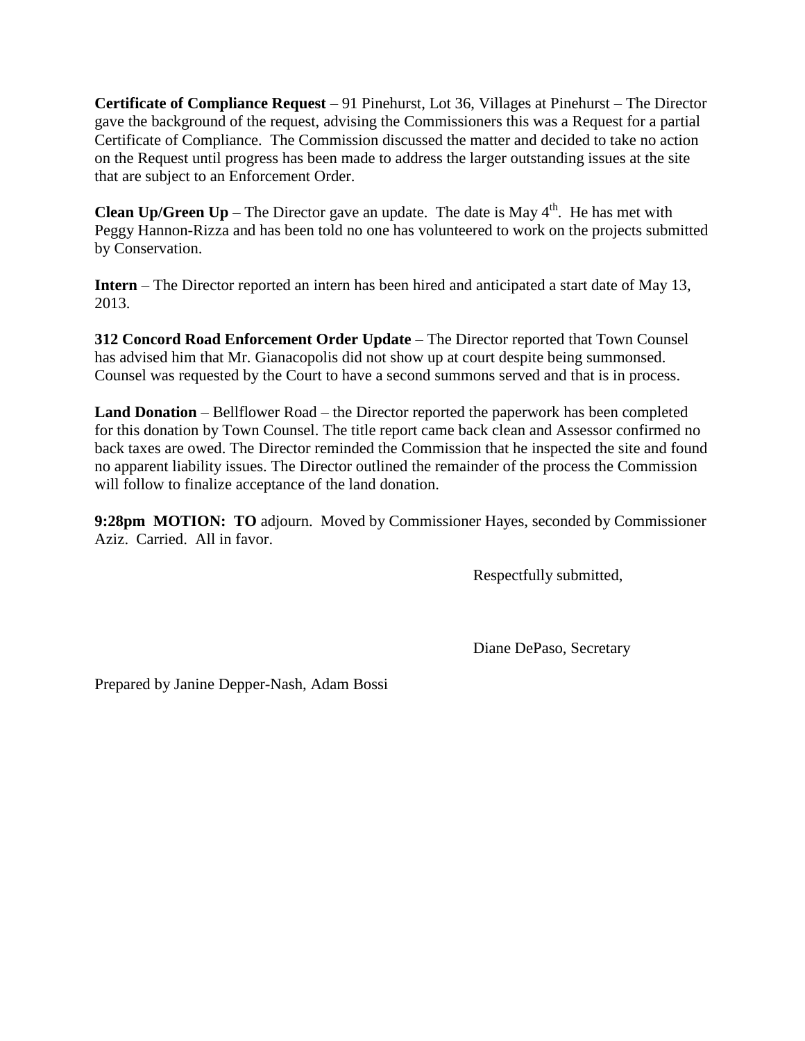**Certificate of Compliance Request** – 91 Pinehurst, Lot 36, Villages at Pinehurst – The Director gave the background of the request, advising the Commissioners this was a Request for a partial Certificate of Compliance. The Commission discussed the matter and decided to take no action on the Request until progress has been made to address the larger outstanding issues at the site that are subject to an Enforcement Order.

**Clean Up/Green Up** – The Director gave an update. The date is May 4th. He has met with Peggy Hannon-Rizza and has been told no one has volunteered to work on the projects submitted by Conservation.

**Intern** – The Director reported an intern has been hired and anticipated a start date of May 13, 2013.

**312 Concord Road Enforcement Order Update** – The Director reported that Town Counsel has advised him that Mr. Gianacopolis did not show up at court despite being summonsed. Counsel was requested by the Court to have a second summons served and that is in process.

**Land Donation** – Bellflower Road – the Director reported the paperwork has been completed for this donation by Town Counsel. The title report came back clean and Assessor confirmed no back taxes are owed. The Director reminded the Commission that he inspected the site and found no apparent liability issues. The Director outlined the remainder of the process the Commission will follow to finalize acceptance of the land donation.

**9:28pm MOTION: TO** adjourn. Moved by Commissioner Hayes, seconded by Commissioner Aziz. Carried. All in favor.

Respectfully submitted,

Diane DePaso, Secretary

Prepared by Janine Depper-Nash, Adam Bossi